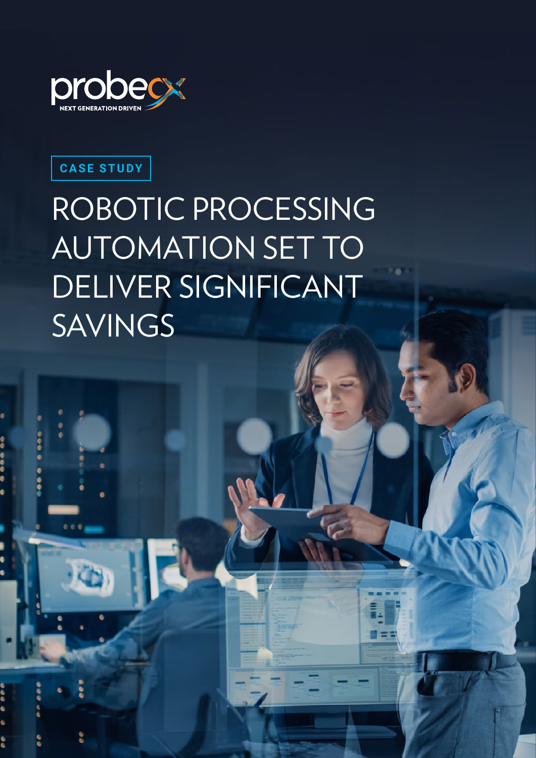probecx

NEXT GENERATION DRIVEN

CASE STUDY

# ROBOTIC PROCESSING AUTOMATION SET TO DELIVER SIGNIFICANT SAVINGS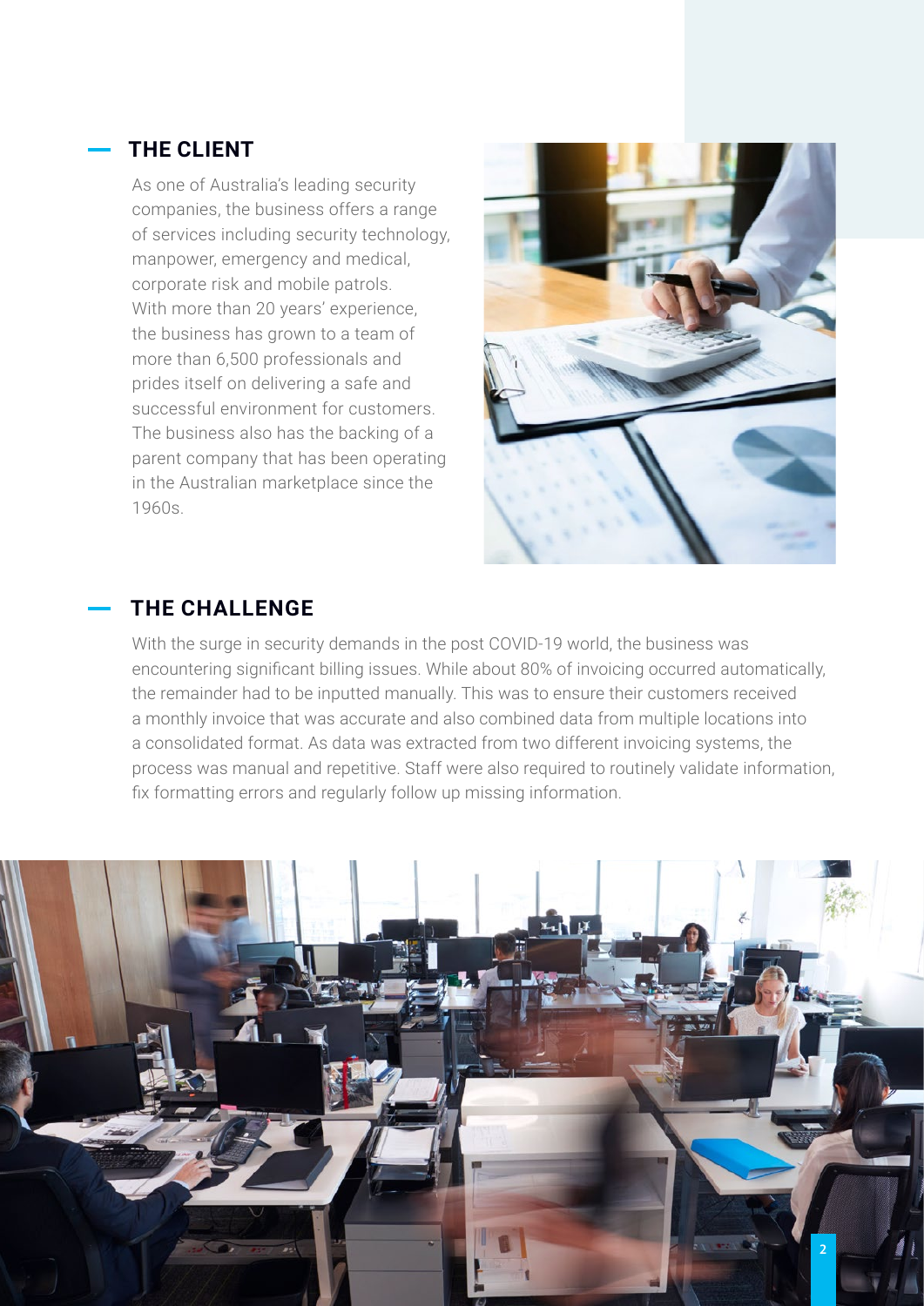## THE CLIENT

As one of Australia's leading security companies, the business offers a range of services including security technology, manpower, emergency and medical, corporate risk and mobile patrols. With more than 20 years' experience, the business has grown to a team of more than 6,500 professionals and prides itself on delivering a safe and successful environment for customers. The business also has the backing of a parent company that has been operating in the Australian marketplace since the 1960s.

## THE CHALLENGE

With the surge in security demands in the post COVID-19 world, the business was encountering significant billing issues. While about 80% of invoicing occurred automatically, the remainder had to be inputted manually. This was to ensure their customers received a monthly invoice that was accurate and also combined data from multiple locations into a consolidated format. As data was extracted from two different invoicing systems, the process was manual and repetitive. Staff were also required to routinely validate information, fix formatting errors and regularly follow up missing information.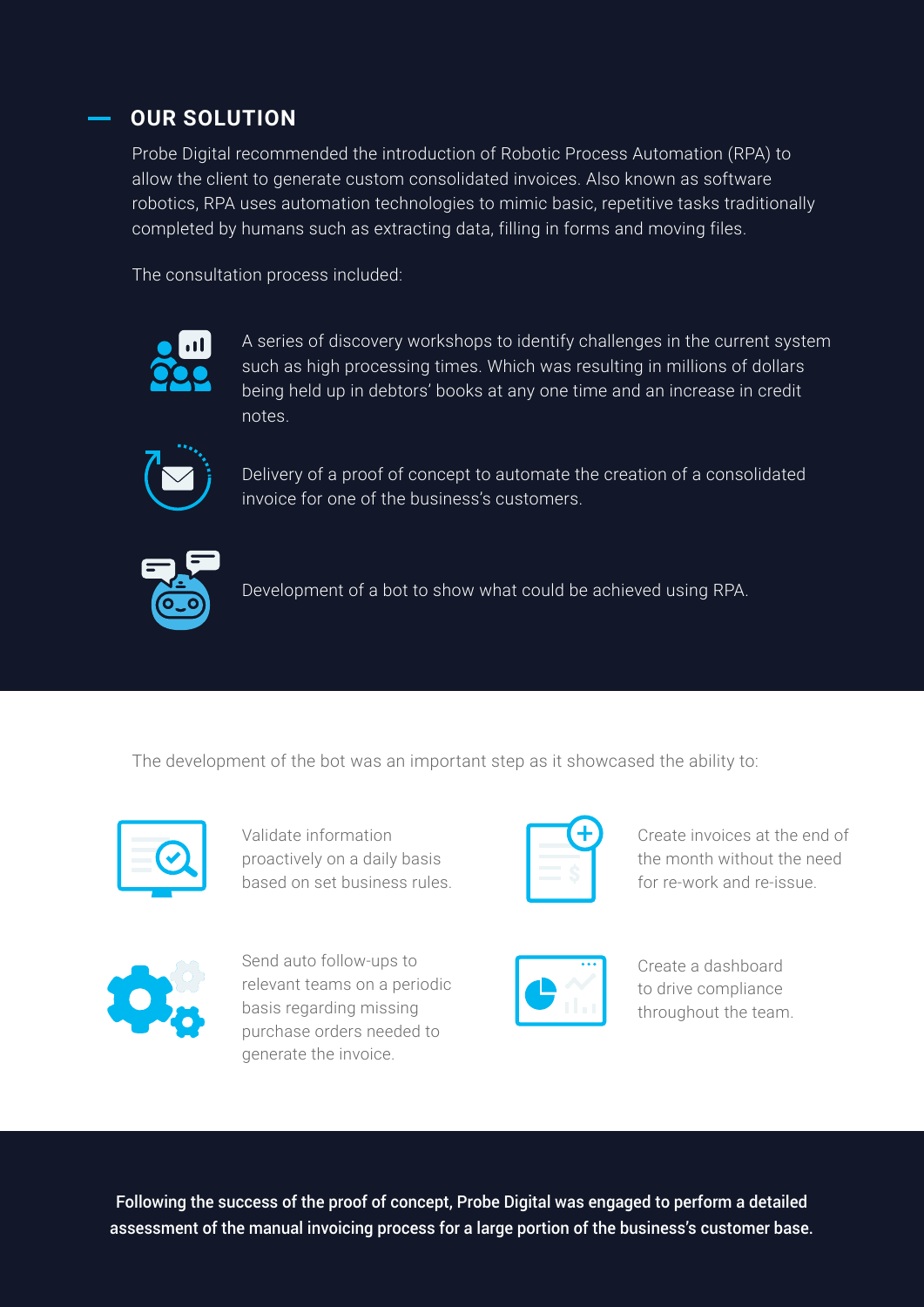## OUR SOLUTION

Probe Digital recommended the introduction of Robotic Process Automation (RPA) to allow the client to generate custom consolidated invoices. Also known as software robotics, RPA uses automation technologies to mimic basic, repetitive tasks traditionally completed by humans such as extracting data, filling in forms and moving files.

The consultation process included:

- A series of discovery workshops to identify challenges in the current system such as high processing times. Which was resulting in millions of dollars being held up in debtors' books at any one time and an increase in credit notes.
- Delivery of a proof of concept to automate the creation of a consolidated invoice for one of the business's customers.
- Development of a bot to show what could be achieved using RPA.

The development of the bot was an important step as it showcased the ability to:

- Validate information proactively on a daily basis based on set business rules.
- Create invoices at the end of the month without the need for re-work and re-issue.
- Send auto follow-ups to relevant teams on a periodic basis regarding missing purchase orders needed to generate the invoice.
- Create a dashboard to drive compliance throughout the team.

**Following the success of the proof of concept, Probe Digital was engaged to perform a detailed assessment of the manual invoicing process for a large portion of the business's customer base.**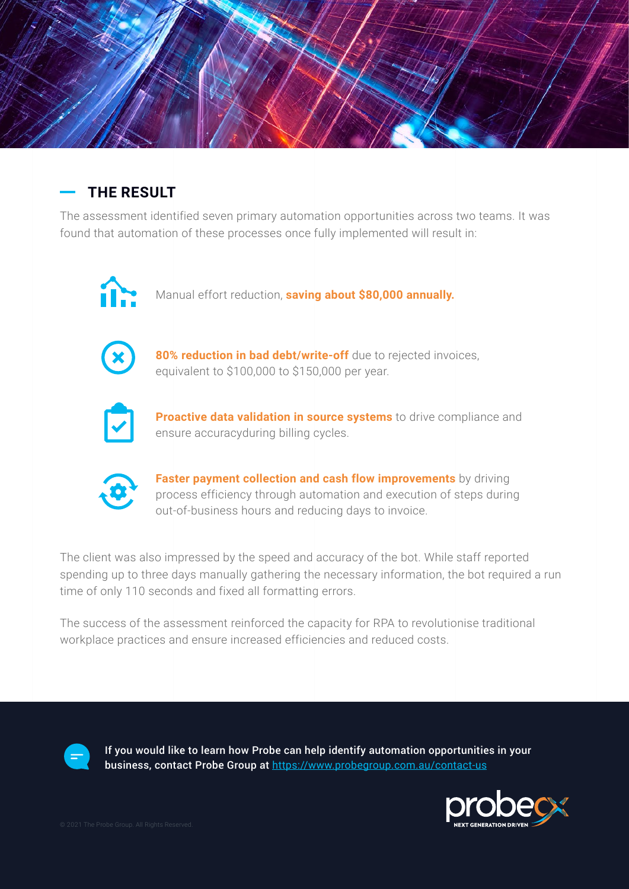## THE RESULT

The assessment identified seven primary automation opportunities across two teams. It was found that automation of these processes once fully implemented will result in:

- Manual effort reduction, **saving about $80,000 annually.**
- **80% reduction in bad debt/write-off** due to rejected invoices, equivalent to $100,000 to $150,000 per year.
- **Proactive data validation in source systems** to drive compliance and ensure accuracyduring billing cycles.
- **Faster payment collection and cash flow improvements** by driving process efficiency through automation and execution of steps during out-of-business hours and reducing days to invoice.

The client was also impressed by the speed and accuracy of the bot. While staff reported spending up to three days manually gathering the necessary information, the bot required a run time of only 110 seconds and fixed all formatting errors.

The success of the assessment reinforced the capacity for RPA to revolutionise traditional workplace practices and ensure increased efficiencies and reduced costs.

**If you would like to learn how Probe can help identify automation opportunities in your business, contact Probe Group at [https://www.probegroup.com.au/contact-us](https://www.probegroup.com.au/contact-us)**

© 2021 The Probe Group. All Rights Reserved.